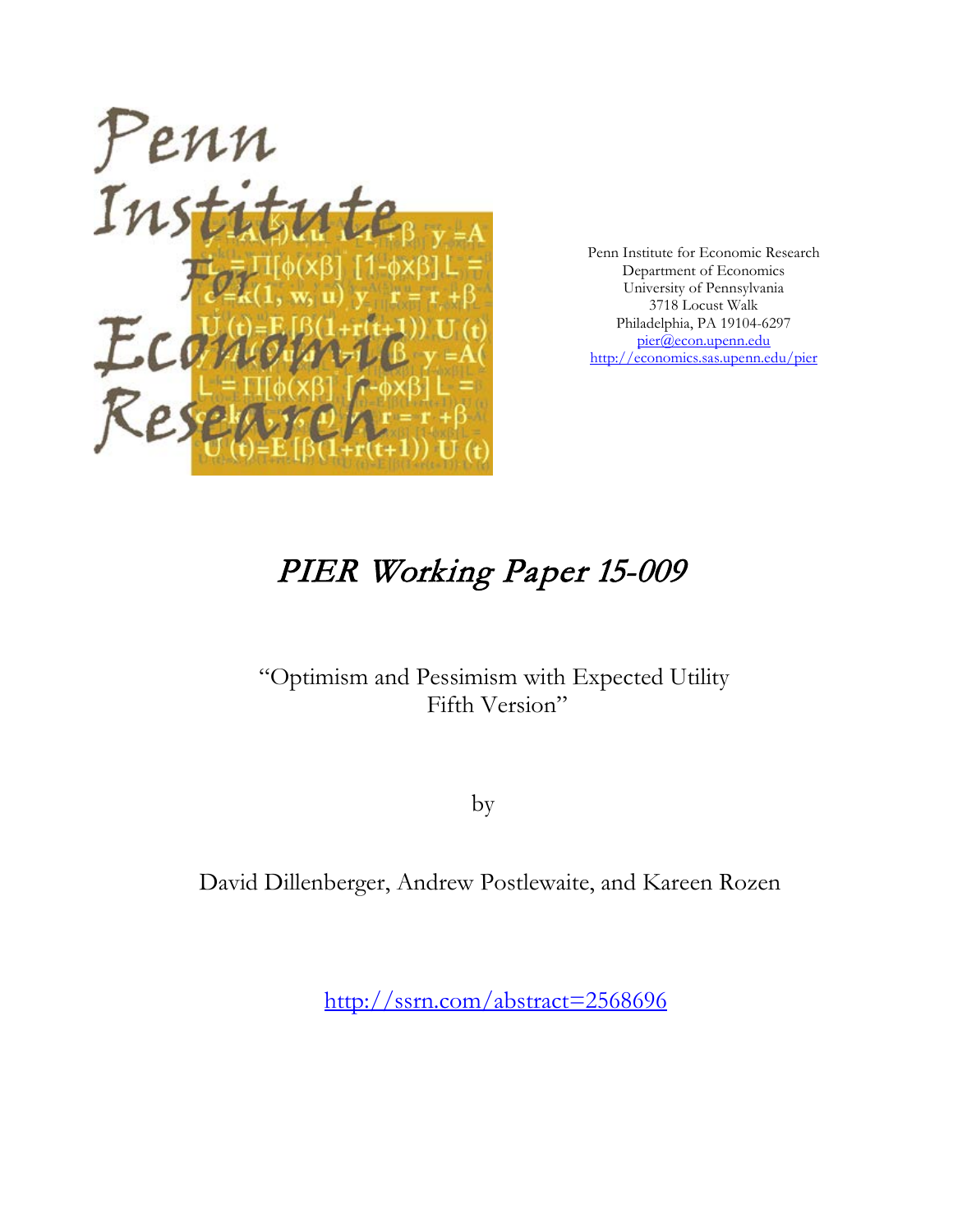Penn Institute for Economic Research
Department of Economics
University of Pennsylvania
3718 Locust Walk
Philadelphia, PA 19104-6297
pier@econ.upenn.edu
http://economics.sas.upenn.edu/pier

# *PIER Working Paper 15-009*

"Optimism and Pessimism with Expected Utility
Fifth Version"

by

David Dillenberger, Andrew Postlewaite, and Kareen Rozen

http://ssrn.com/abstract=2568696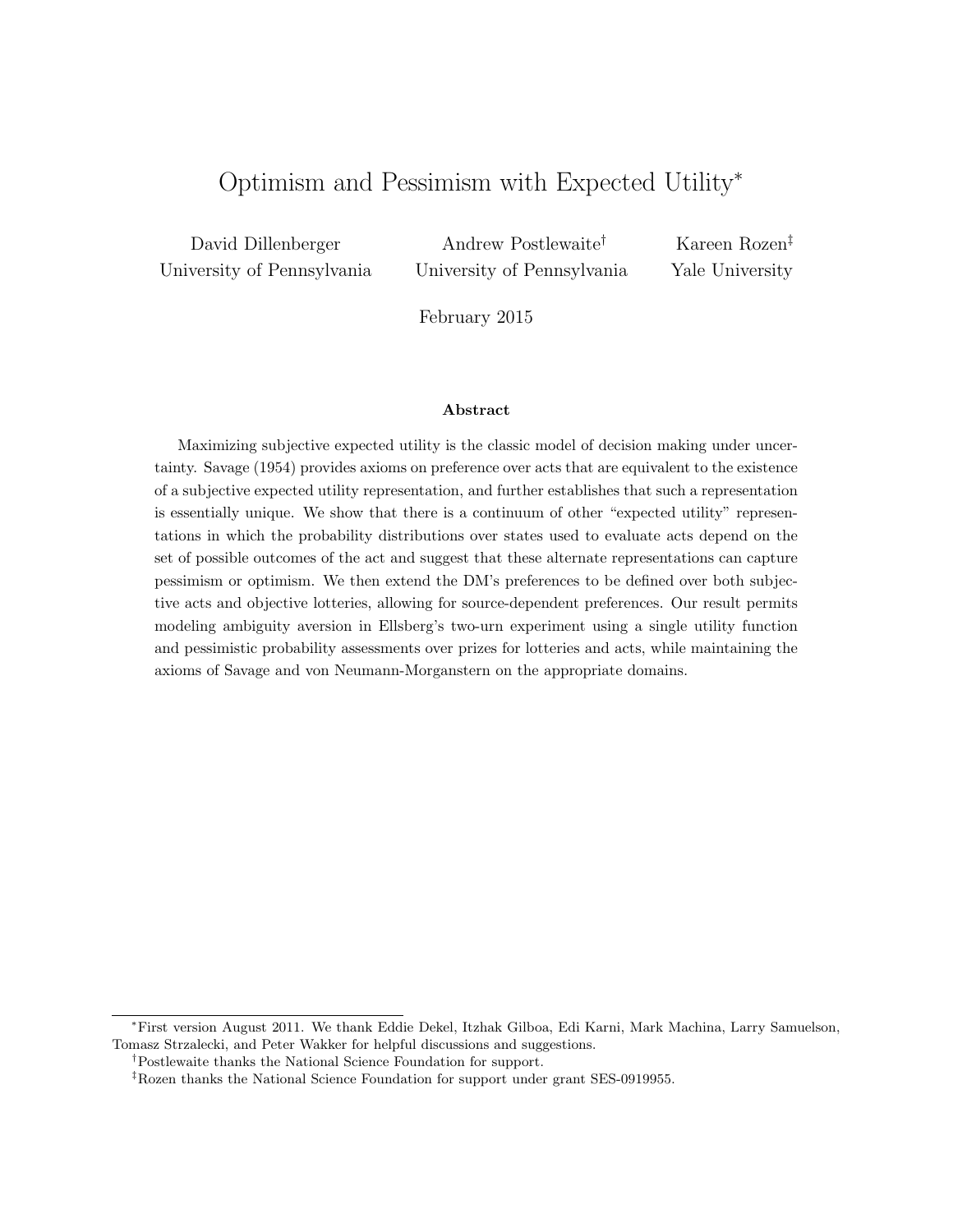# Optimism and Pessimism with Expected Utility*

David Dillenberger
University of Pennsylvania

Andrew Postlewaite†
University of Pennsylvania

Kareen Rozen‡
Yale University

February 2015

### Abstract

Maximizing subjective expected utility is the classic model of decision making under uncertainty. Savage (1954) provides axioms on preference over acts that are equivalent to the existence of a subjective expected utility representation, and further establishes that such a representation is essentially unique. We show that there is a continuum of other "expected utility" representations in which the probability distributions over states used to evaluate acts depend on the set of possible outcomes of the act and suggest that these alternate representations can capture pessimism or optimism. We then extend the DM's preferences to be defined over both subjective acts and objective lotteries, allowing for source-dependent preferences. Our result permits modeling ambiguity aversion in Ellsberg's two-urn experiment using a single utility function and pessimistic probability assessments over prizes for lotteries and acts, while maintaining the axioms of Savage and von Neumann-Morganstern on the appropriate domains.

---

*First version August 2011. We thank Eddie Dekel, Itzhak Gilboa, Edi Karni, Mark Machina, Larry Samuelson, Tomasz Strzalecki, and Peter Wakker for helpful discussions and suggestions.

†Postlewaite thanks the National Science Foundation for support.

‡Rozen thanks the National Science Foundation for support under grant SES-0919955.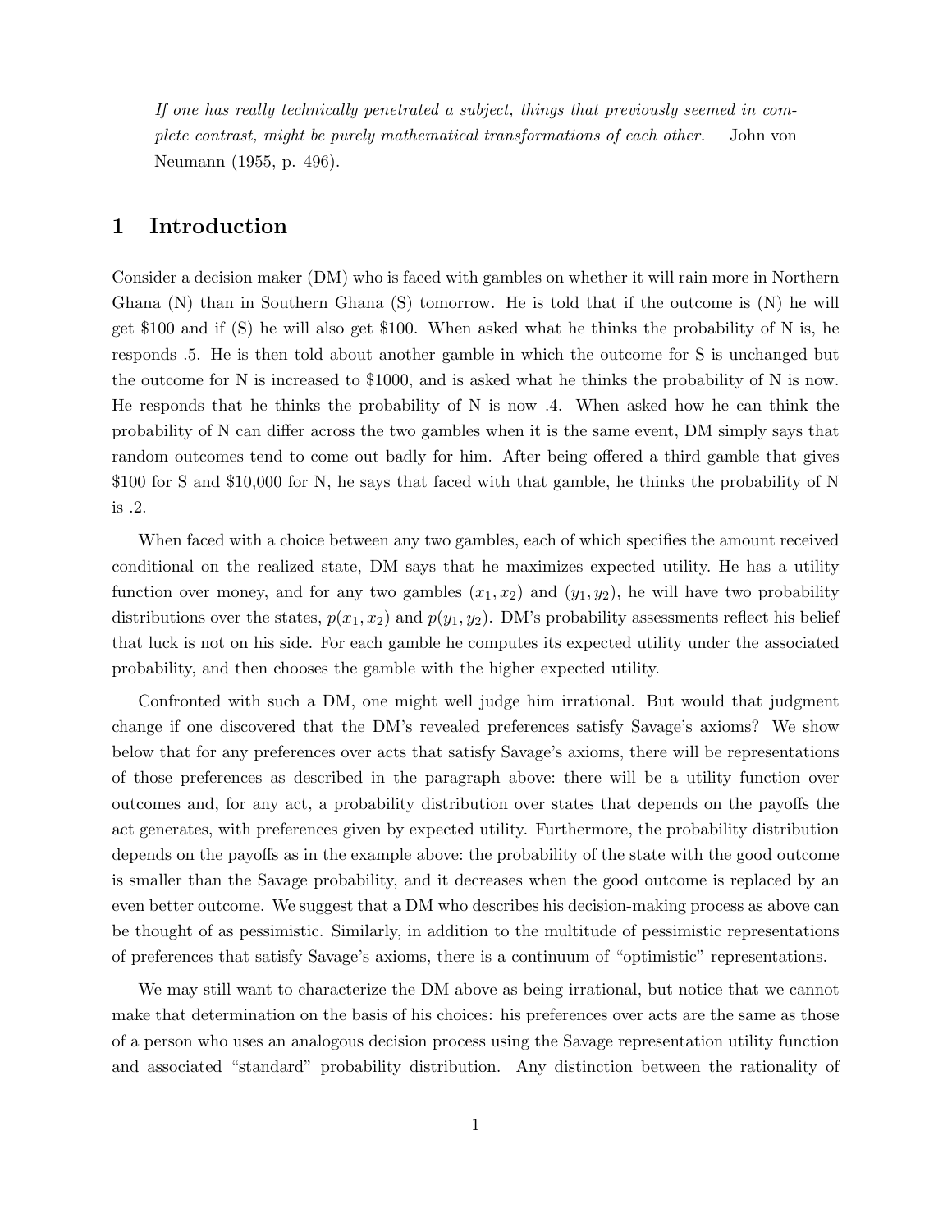*If one has really technically penetrated a subject, things that previously seemed in complete contrast, might be purely mathematical transformations of each other.* —John von Neumann (1955, p. 496).

# 1 Introduction

Consider a decision maker (DM) who is faced with gambles on whether it will rain more in Northern Ghana (N) than in Southern Ghana (S) tomorrow. He is told that if the outcome is (N) he will get \$100 and if (S) he will also get \$100. When asked what he thinks the probability of N is, he responds .5. He is then told about another gamble in which the outcome for S is unchanged but the outcome for N is increased to \$1000, and is asked what he thinks the probability of N is now. He responds that he thinks the probability of N is now .4. When asked how he can think the probability of N can differ across the two gambles when it is the same event, DM simply says that random outcomes tend to come out badly for him. After being offered a third gamble that gives \$100 for S and \$10,000 for N, he says that faced with that gamble, he thinks the probability of N is .2.

When faced with a choice between any two gambles, each of which specifies the amount received conditional on the realized state, DM says that he maximizes expected utility. He has a utility function over money, and for any two gambles $(x_1, x_2)$ and $(y_1, y_2)$, he will have two probability distributions over the states, $p(x_1, x_2)$ and $p(y_1, y_2)$. DM's probability assessments reflect his belief that luck is not on his side. For each gamble he computes its expected utility under the associated probability, and then chooses the gamble with the higher expected utility.

Confronted with such a DM, one might well judge him irrational. But would that judgment change if one discovered that the DM's revealed preferences satisfy Savage's axioms? We show below that for any preferences over acts that satisfy Savage's axioms, there will be representations of those preferences as described in the paragraph above: there will be a utility function over outcomes and, for any act, a probability distribution over states that depends on the payoffs the act generates, with preferences given by expected utility. Furthermore, the probability distribution depends on the payoffs as in the example above: the probability of the state with the good outcome is smaller than the Savage probability, and it decreases when the good outcome is replaced by an even better outcome. We suggest that a DM who describes his decision-making process as above can be thought of as pessimistic. Similarly, in addition to the multitude of pessimistic representations of preferences that satisfy Savage's axioms, there is a continuum of "optimistic" representations.

We may still want to characterize the DM above as being irrational, but notice that we cannot make that determination on the basis of his choices: his preferences over acts are the same as those of a person who uses an analogous decision process using the Savage representation utility function and associated "standard" probability distribution. Any distinction between the rationality of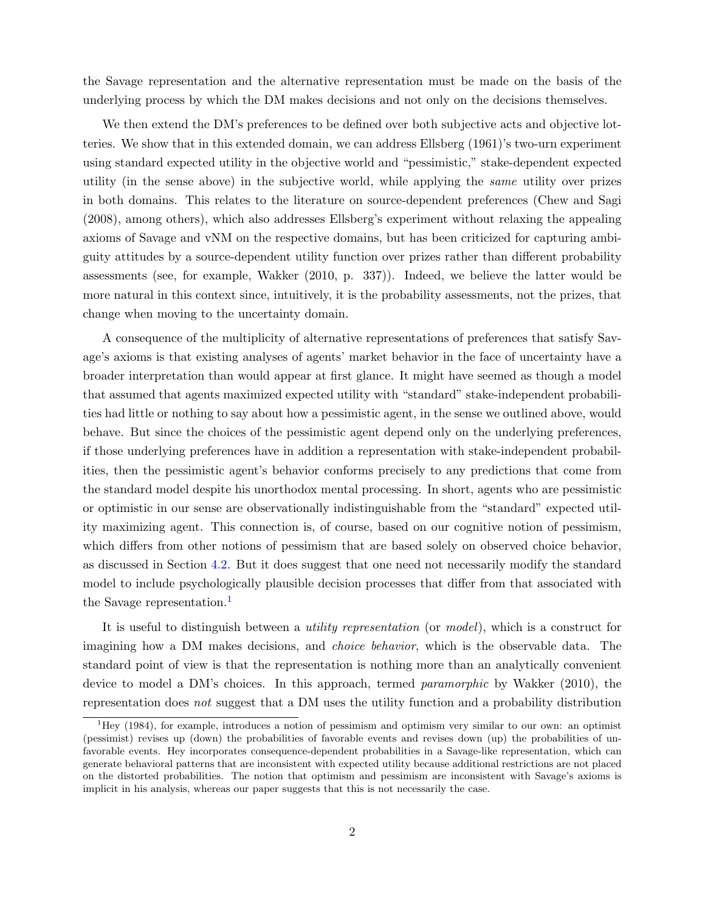the Savage representation and the alternative representation must be made on the basis of the underlying process by which the DM makes decisions and not only on the decisions themselves.

We then extend the DM's preferences to be defined over both subjective acts and objective lotteries. We show that in this extended domain, we can address Ellsberg (1961)'s two-urn experiment using standard expected utility in the objective world and "pessimistic," stake-dependent expected utility (in the sense above) in the subjective world, while applying the *same* utility over prizes in both domains. This relates to the literature on source-dependent preferences (Chew and Sagi (2008), among others), which also addresses Ellsberg's experiment without relaxing the appealing axioms of Savage and vNM on the respective domains, but has been criticized for capturing ambiguity attitudes by a source-dependent utility function over prizes rather than different probability assessments (see, for example, Wakker (2010, p. 337)). Indeed, we believe the latter would be more natural in this context since, intuitively, it is the probability assessments, not the prizes, that change when moving to the uncertainty domain.

A consequence of the multiplicity of alternative representations of preferences that satisfy Savage's axioms is that existing analyses of agents' market behavior in the face of uncertainty have a broader interpretation than would appear at first glance. It might have seemed as though a model that assumed that agents maximized expected utility with "standard" stake-independent probabilities had little or nothing to say about how a pessimistic agent, in the sense we outlined above, would behave. But since the choices of the pessimistic agent depend only on the underlying preferences, if those underlying preferences have in addition a representation with stake-independent probabilities, then the pessimistic agent's behavior conforms precisely to any predictions that come from the standard model despite his unorthodox mental processing. In short, agents who are pessimistic or optimistic in our sense are observationally indistinguishable from the "standard" expected utility maximizing agent. This connection is, of course, based on our cognitive notion of pessimism, which differs from other notions of pessimism that are based solely on observed choice behavior, as discussed in Section 4.2. But it does suggest that one need not necessarily modify the standard model to include psychologically plausible decision processes that differ from that associated with the Savage representation.[1]

It is useful to distinguish between a *utility representation* (or *model*), which is a construct for imagining how a DM makes decisions, and *choice behavior*, which is the observable data. The standard point of view is that the representation is nothing more than an analytically convenient device to model a DM's choices. In this approach, termed *paramorphic* by Wakker (2010), the representation does *not* suggest that a DM uses the utility function and a probability distribution

[1] Hey (1984), for example, introduces a notion of pessimism and optimism very similar to our own: an optimist (pessimist) revises up (down) the probabilities of favorable events and revises down (up) the probabilities of unfavorable events. Hey incorporates consequence-dependent probabilities in a Savage-like representation, which can generate behavioral patterns that are inconsistent with expected utility because additional restrictions are not placed on the distorted probabilities. The notion that optimism and pessimism are inconsistent with Savage's axioms is implicit in his analysis, whereas our paper suggests that this is not necessarily the case.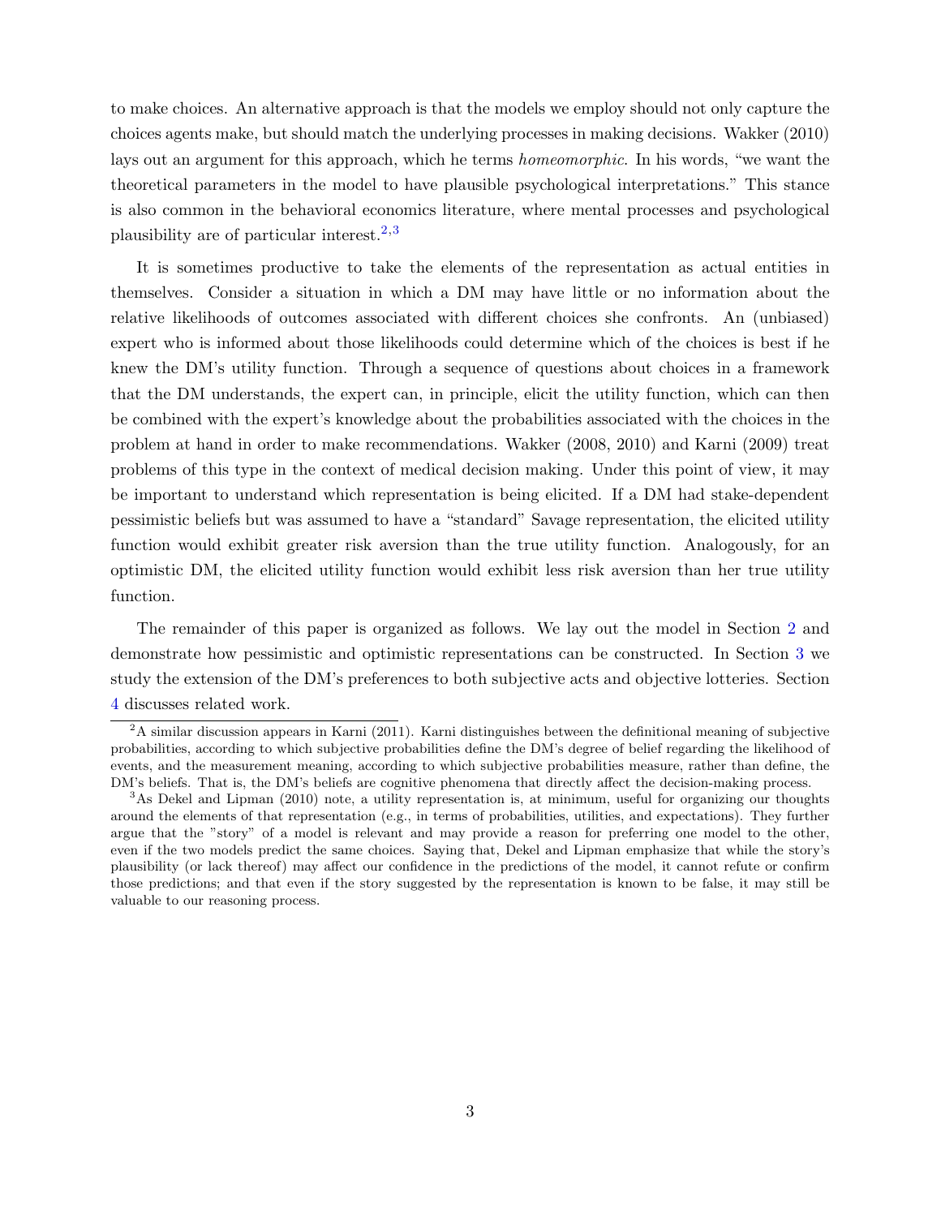to make choices. An alternative approach is that the models we employ should not only capture the choices agents make, but should match the underlying processes in making decisions. Wakker (2010) lays out an argument for this approach, which he terms *homeomorphic*. In his words, "we want the theoretical parameters in the model to have plausible psychological interpretations." This stance is also common in the behavioral economics literature, where mental processes and psychological plausibility are of particular interest.[2,3]

It is sometimes productive to take the elements of the representation as actual entities in themselves. Consider a situation in which a DM may have little or no information about the relative likelihoods of outcomes associated with different choices she confronts. An (unbiased) expert who is informed about those likelihoods could determine which of the choices is best if he knew the DM's utility function. Through a sequence of questions about choices in a framework that the DM understands, the expert can, in principle, elicit the utility function, which can then be combined with the expert's knowledge about the probabilities associated with the choices in the problem at hand in order to make recommendations. Wakker (2008, 2010) and Karni (2009) treat problems of this type in the context of medical decision making. Under this point of view, it may be important to understand which representation is being elicited. If a DM had stake-dependent pessimistic beliefs but was assumed to have a "standard" Savage representation, the elicited utility function would exhibit greater risk aversion than the true utility function. Analogously, for an optimistic DM, the elicited utility function would exhibit less risk aversion than her true utility function.

The remainder of this paper is organized as follows. We lay out the model in Section 2 and demonstrate how pessimistic and optimistic representations can be constructed. In Section 3 we study the extension of the DM's preferences to both subjective acts and objective lotteries. Section 4 discusses related work.

[2] A similar discussion appears in Karni (2011). Karni distinguishes between the definitional meaning of subjective probabilities, according to which subjective probabilities define the DM's degree of belief regarding the likelihood of events, and the measurement meaning, according to which subjective probabilities measure, rather than define, the DM's beliefs. That is, the DM's beliefs are cognitive phenomena that directly affect the decision-making process.

[3] As Dekel and Lipman (2010) note, a utility representation is, at minimum, useful for organizing our thoughts around the elements of that representation (e.g., in terms of probabilities, utilities, and expectations). They further argue that the "story" of a model is relevant and may provide a reason for preferring one model to the other, even if the two models predict the same choices. Saying that, Dekel and Lipman emphasize that while the story's plausibility (or lack thereof) may affect our confidence in the predictions of the model, it cannot refute or confirm those predictions; and that even if the story suggested by the representation is known to be false, it may still be valuable to our reasoning process.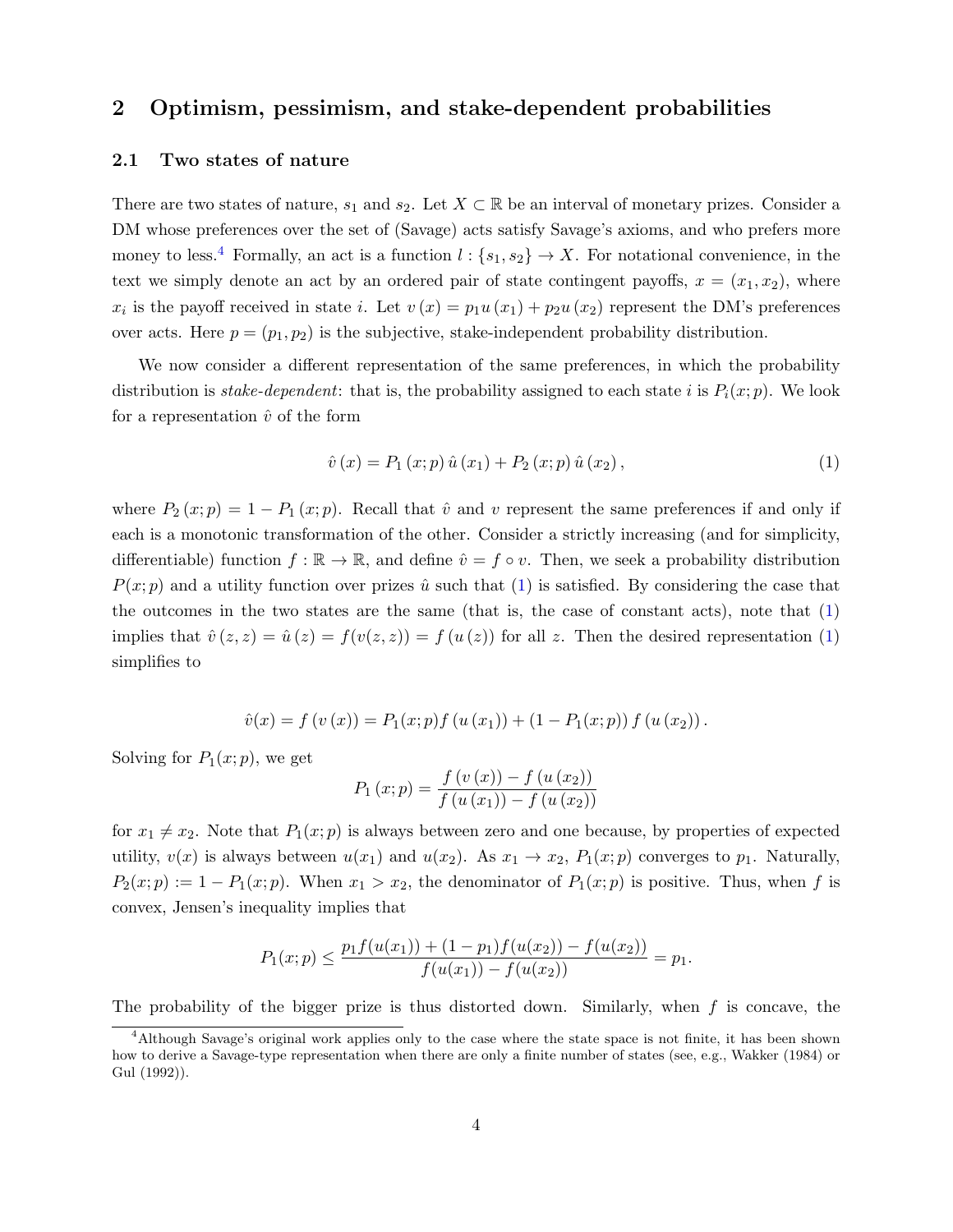## 2 Optimism, pessimism, and stake-dependent probabilities

### 2.1 Two states of nature

There are two states of nature, $s_1$ and $s_2$. Let $X \subset \mathbb{R}$ be an interval of monetary prizes. Consider a DM whose preferences over the set of (Savage) acts satisfy Savage's axioms, and who prefers more money to less.[4] Formally, an act is a function $l : \{s_1, s_2\} \to X$. For notational convenience, in the text we simply denote an act by an ordered pair of state contingent payoffs, $x = (x_1, x_2)$, where $x_i$ is the payoff received in state $i$. Let $v(x) = p_1 u(x_1) + p_2 u(x_2)$ represent the DM's preferences over acts. Here $p = (p_1, p_2)$ is the subjective, stake-independent probability distribution.

We now consider a different representation of the same preferences, in which the probability distribution is *stake-dependent*: that is, the probability assigned to each state $i$ is $P_i(x; p)$. We look for a representation $\hat{v}$ of the form

$$\hat{v}(x) = P_1(x; p)\, \hat{u}(x_1) + P_2(x; p)\, \hat{u}(x_2), \tag{1}$$

where $P_2(x; p) = 1 - P_1(x; p)$. Recall that $\hat{v}$ and $v$ represent the same preferences if and only if each is a monotonic transformation of the other. Consider a strictly increasing (and for simplicity, differentiable) function $f : \mathbb{R} \to \mathbb{R}$, and define $\hat{v} = f \circ v$. Then, we seek a probability distribution $P(x; p)$ and a utility function over prizes $\hat{u}$ such that (1) is satisfied. By considering the case that the outcomes in the two states are the same (that is, the case of constant acts), note that (1) implies that $\hat{v}(z, z) = \hat{u}(z) = f(v(z, z)) = f(u(z))$ for all $z$. Then the desired representation (1) simplifies to

$$\hat{v}(x) = f(v(x)) = P_1(x; p) f(u(x_1)) + (1 - P_1(x; p)) f(u(x_2)).$$

Solving for $P_1(x; p)$, we get

$$P_1(x; p) = \frac{f(v(x)) - f(u(x_2))}{f(u(x_1)) - f(u(x_2))}$$

for $x_1 \neq x_2$. Note that $P_1(x; p)$ is always between zero and one because, by properties of expected utility, $v(x)$ is always between $u(x_1)$ and $u(x_2)$. As $x_1 \to x_2$, $P_1(x; p)$ converges to $p_1$. Naturally, $P_2(x; p) := 1 - P_1(x; p)$. When $x_1 > x_2$, the denominator of $P_1(x; p)$ is positive. Thus, when $f$ is convex, Jensen's inequality implies that

$$P_1(x; p) \leq \frac{p_1 f(u(x_1)) + (1 - p_1) f(u(x_2)) - f(u(x_2))}{f(u(x_1)) - f(u(x_2))} = p_1.$$

The probability of the bigger prize is thus distorted down. Similarly, when $f$ is concave, the

[4] Although Savage's original work applies only to the case where the state space is not finite, it has been shown how to derive a Savage-type representation when there are only a finite number of states (see, e.g., Wakker (1984) or Gul (1992)).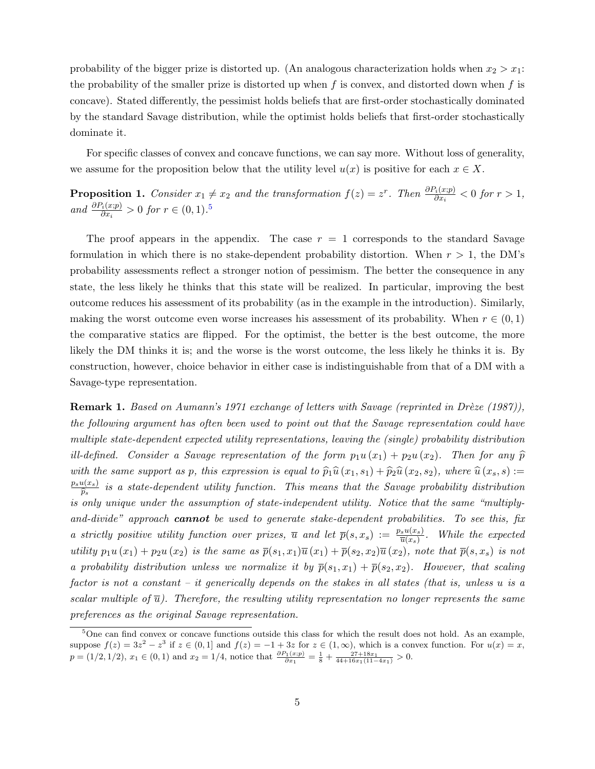probability of the bigger prize is distorted up. (An analogous characterization holds when $x_2 > x_1$: the probability of the smaller prize is distorted up when $f$ is convex, and distorted down when $f$ is concave). Stated differently, the pessimist holds beliefs that are first-order stochastically dominated by the standard Savage distribution, while the optimist holds beliefs that first-order stochastically dominate it.

For specific classes of convex and concave functions, we can say more. Without loss of generality, we assume for the proposition below that the utility level $u(x)$ is positive for each $x \in X$.

**Proposition 1.** *Consider $x_1 \neq x_2$ and the transformation $f(z) = z^r$. Then $\frac{\partial P_i(x;p)}{\partial x_i} < 0$ for $r > 1$, and $\frac{\partial P_i(x;p)}{\partial x_i} > 0$ for $r \in (0,1)$.*[5]

The proof appears in the appendix. The case $r = 1$ corresponds to the standard Savage formulation in which there is no stake-dependent probability distortion. When $r > 1$, the DM's probability assessments reflect a stronger notion of pessimism. The better the consequence in any state, the less likely he thinks that this state will be realized. In particular, improving the best outcome reduces his assessment of its probability (as in the example in the introduction). Similarly, making the worst outcome even worse increases his assessment of its probability. When $r \in (0,1)$ the comparative statics are flipped. For the optimist, the better is the best outcome, the more likely the DM thinks it is; and the worse is the worst outcome, the less likely he thinks it is. By construction, however, choice behavior in either case is indistinguishable from that of a DM with a Savage-type representation.

**Remark 1.** *Based on Aumann's 1971 exchange of letters with Savage (reprinted in Drèze (1987)), the following argument has often been used to point out that the Savage representation could have multiple state-dependent expected utility representations, leaving the (single) probability distribution ill-defined. Consider a Savage representation of the form $p_1 u(x_1) + p_2 u(x_2)$. Then for any $\widehat{p}$ with the same support as $p$, this expression is equal to $\widehat{p}_1 \widehat{u}(x_1, s_1) + \widehat{p}_2 \widehat{u}(x_2, s_2)$, where $\widehat{u}(x_s, s) := \frac{p_s u(x_s)}{\widehat{p}_s}$ is a state-dependent utility function. This means that the Savage probability distribution is only unique under the assumption of state-independent utility. Notice that the same "multiply-and-divide" approach **cannot** be used to generate stake-dependent probabilities. To see this, fix a strictly positive utility function over prizes, $\overline{u}$ and let $\overline{p}(s, x_s) := \frac{p_s u(x_s)}{\overline{u}(x_s)}$. While the expected utility $p_1 u(x_1) + p_2 u(x_2)$ is the same as $\overline{p}(s_1, x_1)\overline{u}(x_1) + \overline{p}(s_2, x_2)\overline{u}(x_2)$, note that $\overline{p}(s, x_s)$ is not a probability distribution unless we normalize it by $\overline{p}(s_1, x_1) + \overline{p}(s_2, x_2)$. However, that scaling factor is not a constant – it generically depends on the stakes in all states (that is, unless $u$ is a scalar multiple of $\overline{u}$). Therefore, the resulting utility representation no longer represents the same preferences as the original Savage representation.*

---

[5] One can find convex or concave functions outside this class for which the result does not hold. As an example, suppose $f(z) = 3z^2 - z^3$ if $z \in (0,1]$ and $f(z) = -1 + 3z$ for $z \in (1, \infty)$, which is a convex function. For $u(x) = x$, $p = (1/2, 1/2)$, $x_1 \in (0,1)$ and $x_2 = 1/4$, notice that $\frac{\partial P_1(x;p)}{\partial x_1} = \frac{1}{8} + \frac{27+18x_1}{44+16x_1(11-4x_1)} > 0$.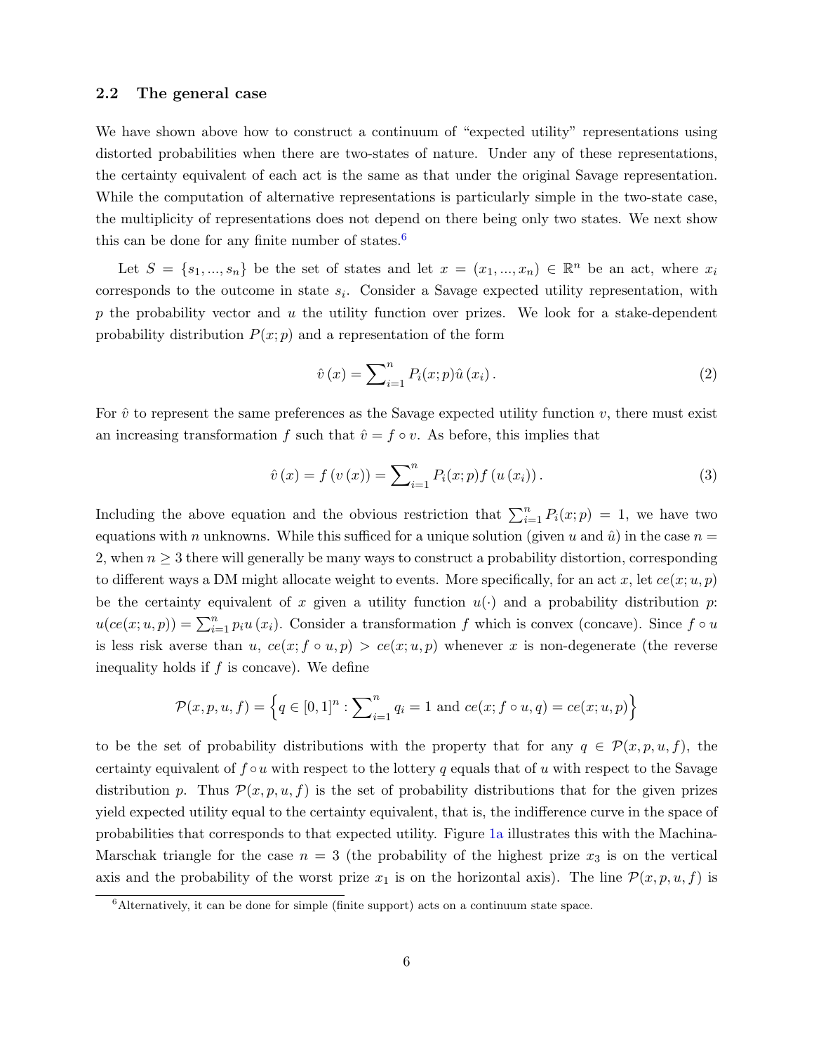### 2.2 The general case

We have shown above how to construct a continuum of "expected utility" representations using distorted probabilities when there are two-states of nature. Under any of these representations, the certainty equivalent of each act is the same as that under the original Savage representation. While the computation of alternative representations is particularly simple in the two-state case, the multiplicity of representations does not depend on there being only two states. We next show this can be done for any finite number of states.[6]

Let $S = \{s_1, ..., s_n\}$ be the set of states and let $x = (x_1, ..., x_n) \in \mathbb{R}^n$ be an act, where $x_i$ corresponds to the outcome in state $s_i$. Consider a Savage expected utility representation, with $p$ the probability vector and $u$ the utility function over prizes. We look for a stake-dependent probability distribution $P(x; p)$ and a representation of the form

$$\hat{v}(x) = \sum\nolimits_{i=1}^{n} P_i(x;p)\hat{u}(x_i). \tag{2}$$

For $\hat{v}$ to represent the same preferences as the Savage expected utility function $v$, there must exist an increasing transformation $f$ such that $\hat{v} = f \circ v$. As before, this implies that

$$\hat{v}(x) = f(v(x)) = \sum\nolimits_{i=1}^{n} P_i(x;p) f(u(x_i)). \tag{3}$$

Including the above equation and the obvious restriction that $\sum_{i=1}^{n} P_i(x;p) = 1$, we have two equations with $n$ unknowns. While this sufficed for a unique solution (given $u$ and $\hat{u}$) in the case $n = 2$, when $n \geq 3$ there will generally be many ways to construct a probability distortion, corresponding to different ways a DM might allocate weight to events. More specifically, for an act $x$, let $ce(x; u, p)$ be the certainty equivalent of $x$ given a utility function $u(\cdot)$ and a probability distribution $p$: $u(ce(x;u,p)) = \sum_{i=1}^{n} p_i u(x_i)$. Consider a transformation $f$ which is convex (concave). Since $f \circ u$ is less risk averse than $u$, $ce(x; f \circ u, p) > ce(x; u, p)$ whenever $x$ is non-degenerate (the reverse inequality holds if $f$ is concave). We define

$$\mathcal{P}(x, p, u, f) = \left\{ q \in [0,1]^n : \sum\nolimits_{i=1}^{n} q_i = 1 \text{ and } ce(x; f \circ u, q) = ce(x; u, p) \right\}$$

to be the set of probability distributions with the property that for any $q \in \mathcal{P}(x, p, u, f)$, the certainty equivalent of $f \circ u$ with respect to the lottery $q$ equals that of $u$ with respect to the Savage distribution $p$. Thus $\mathcal{P}(x, p, u, f)$ is the set of probability distributions that for the given prizes yield expected utility equal to the certainty equivalent, that is, the indifference curve in the space of probabilities that corresponds to that expected utility. Figure 1a illustrates this with the Machina-Marschak triangle for the case $n = 3$ (the probability of the highest prize $x_3$ is on the vertical axis and the probability of the worst prize $x_1$ is on the horizontal axis). The line $\mathcal{P}(x, p, u, f)$ is

[6] Alternatively, it can be done for simple (finite support) acts on a continuum state space.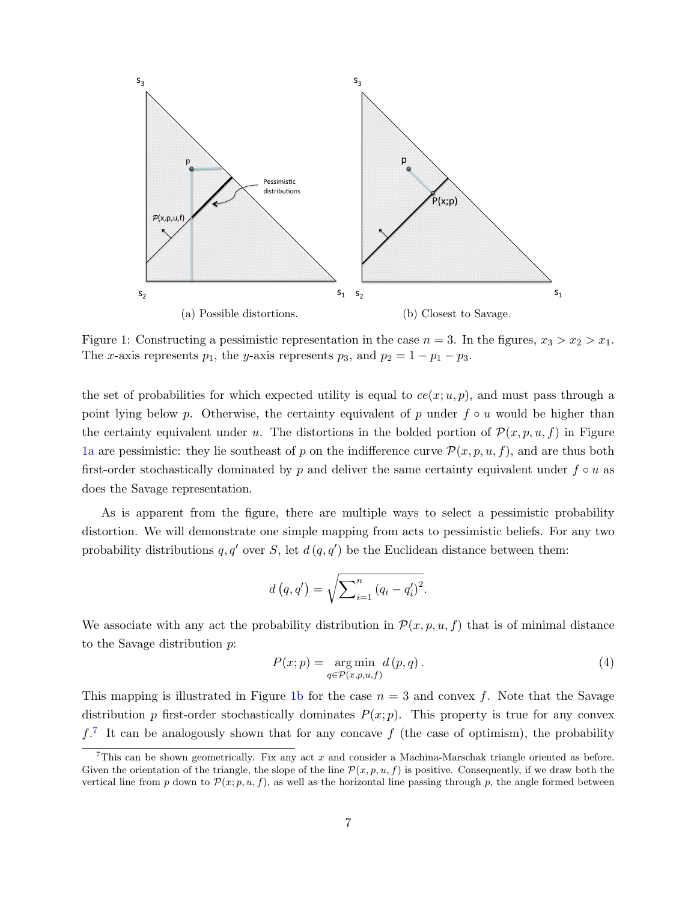Figure 1: Constructing a pessimistic representation in the case $n = 3$. In the figures, $x_3 > x_2 > x_1$. The $x$-axis represents $p_1$, the $y$-axis represents $p_3$, and $p_2 = 1 - p_1 - p_3$.

(a) Possible distortions.

(b) Closest to Savage.

the set of probabilities for which expected utility is equal to $ce(x; u, p)$, and must pass through a point lying below $p$. Otherwise, the certainty equivalent of $p$ under $f \circ u$ would be higher than the certainty equivalent under $u$. The distortions in the bolded portion of $\mathcal{P}(x, p, u, f)$ in Figure 1a are pessimistic: they lie southeast of $p$ on the indifference curve $\mathcal{P}(x, p, u, f)$, and are thus both first-order stochastically dominated by $p$ and deliver the same certainty equivalent under $f \circ u$ as does the Savage representation.

As is apparent from the figure, there are multiple ways to select a pessimistic probability distortion. We will demonstrate one simple mapping from acts to pessimistic beliefs. For any two probability distributions $q, q'$ over $S$, let $d(q, q')$ be the Euclidean distance between them:

$$d(q, q') = \sqrt{\sum_{i=1}^{n} (q_i - q'_i)^2}.$$

We associate with any act the probability distribution in $\mathcal{P}(x, p, u, f)$ that is of minimal distance to the Savage distribution $p$:

$$P(x; p) = \underset{q \in \mathcal{P}(x,p,u,f)}{\arg\min} \; d(p, q). \tag{4}$$

This mapping is illustrated in Figure 1b for the case $n = 3$ and convex $f$. Note that the Savage distribution $p$ first-order stochastically dominates $P(x; p)$. This property is true for any convex $f$.[7] It can be analogously shown that for any concave $f$ (the case of optimism), the probability

[7] This can be shown geometrically. Fix any act $x$ and consider a Machina-Marschak triangle oriented as before. Given the orientation of the triangle, the slope of the line $\mathcal{P}(x, p, u, f)$ is positive. Consequently, if we draw both the vertical line from $p$ down to $\mathcal{P}(x; p, u, f)$, as well as the horizontal line passing through $p$, the angle formed between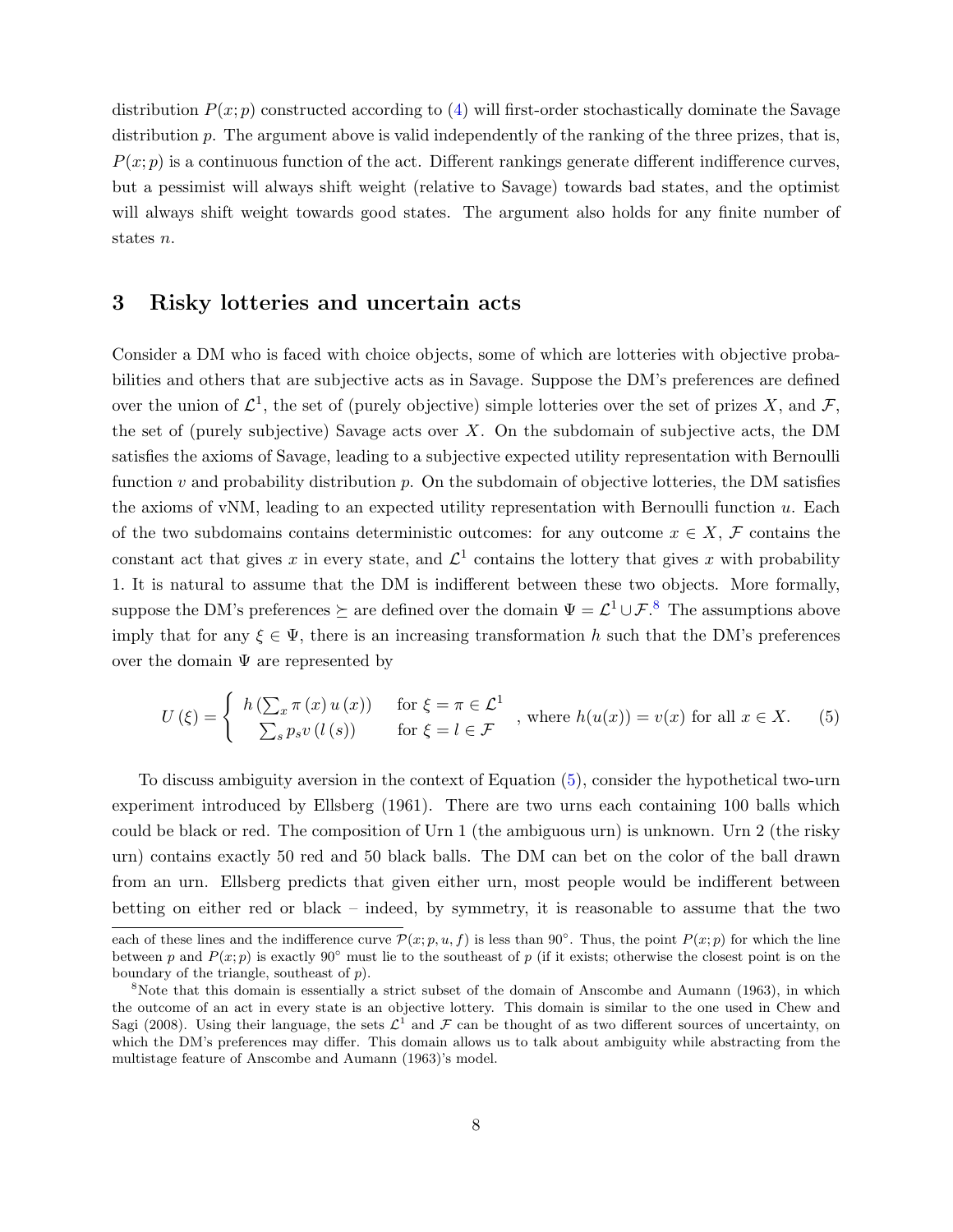distribution $P(x;p)$ constructed according to (4) will first-order stochastically dominate the Savage distribution $p$. The argument above is valid independently of the ranking of the three prizes, that is, $P(x;p)$ is a continuous function of the act. Different rankings generate different indifference curves, but a pessimist will always shift weight (relative to Savage) towards bad states, and the optimist will always shift weight towards good states. The argument also holds for any finite number of states $n$.

## 3 Risky lotteries and uncertain acts

Consider a DM who is faced with choice objects, some of which are lotteries with objective probabilities and others that are subjective acts as in Savage. Suppose the DM's preferences are defined over the union of $\mathcal{L}^1$, the set of (purely objective) simple lotteries over the set of prizes $X$, and $\mathcal{F}$, the set of (purely subjective) Savage acts over $X$. On the subdomain of subjective acts, the DM satisfies the axioms of Savage, leading to a subjective expected utility representation with Bernoulli function $v$ and probability distribution $p$. On the subdomain of objective lotteries, the DM satisfies the axioms of vNM, leading to an expected utility representation with Bernoulli function $u$. Each of the two subdomains contains deterministic outcomes: for any outcome $x \in X$, $\mathcal{F}$ contains the constant act that gives $x$ in every state, and $\mathcal{L}^1$ contains the lottery that gives $x$ with probability 1. It is natural to assume that the DM is indifferent between these two objects. More formally, suppose the DM's preferences $\succeq$ are defined over the domain $\Psi = \mathcal{L}^1 \cup \mathcal{F}$.[8] The assumptions above imply that for any $\xi \in \Psi$, there is an increasing transformation $h$ such that the DM's preferences over the domain $\Psi$ are represented by

$$U(\xi) = \begin{cases} h\left(\sum_x \pi(x)\, u(x)\right) & \text{for } \xi = \pi \in \mathcal{L}^1 \\ \sum_s p_s v\left(l(s)\right) & \text{for } \xi = l \in \mathcal{F} \end{cases}, \text{ where } h(u(x)) = v(x) \text{ for all } x \in X. \tag{5}$$

To discuss ambiguity aversion in the context of Equation (5), consider the hypothetical two-urn experiment introduced by Ellsberg (1961). There are two urns each containing 100 balls which could be black or red. The composition of Urn 1 (the ambiguous urn) is unknown. Urn 2 (the risky urn) contains exactly 50 red and 50 black balls. The DM can bet on the color of the ball drawn from an urn. Ellsberg predicts that given either urn, most people would be indifferent between betting on either red or black – indeed, by symmetry, it is reasonable to assume that the two

---

each of these lines and the indifference curve $\mathcal{P}(x;p,u,f)$ is less than 90°. Thus, the point $P(x;p)$ for which the line between $p$ and $P(x;p)$ is exactly 90° must lie to the southeast of $p$ (if it exists; otherwise the closest point is on the boundary of the triangle, southeast of $p$).

[8] Note that this domain is essentially a strict subset of the domain of Anscombe and Aumann (1963), in which the outcome of an act in every state is an objective lottery. This domain is similar to the one used in Chew and Sagi (2008). Using their language, the sets $\mathcal{L}^1$ and $\mathcal{F}$ can be thought of as two different sources of uncertainty, on which the DM's preferences may differ. This domain allows us to talk about ambiguity while abstracting from the multistage feature of Anscombe and Aumann (1963)'s model.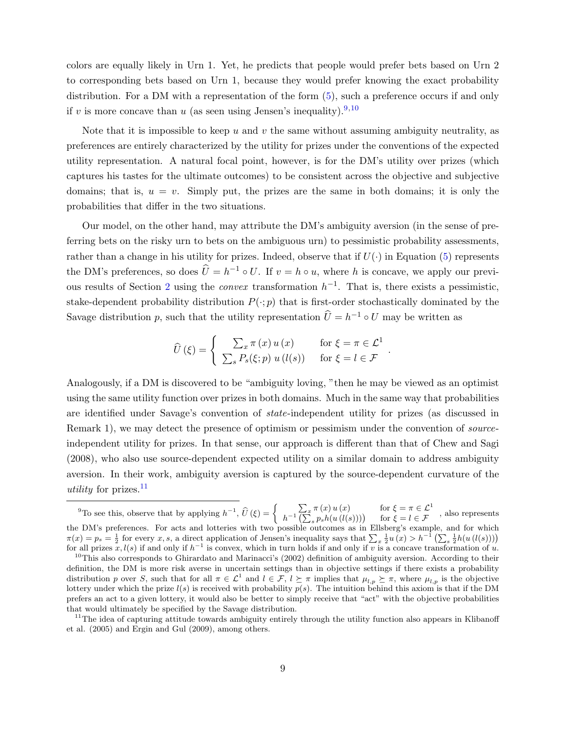colors are equally likely in Urn 1. Yet, he predicts that people would prefer bets based on Urn 2 to corresponding bets based on Urn 1, because they would prefer knowing the exact probability distribution. For a DM with a representation of the form (5), such a preference occurs if and only if $v$ is more concave than $u$ (as seen using Jensen's inequality).[9,10]

Note that it is impossible to keep $u$ and $v$ the same without assuming ambiguity neutrality, as preferences are entirely characterized by the utility for prizes under the conventions of the expected utility representation. A natural focal point, however, is for the DM's utility over prizes (which captures his tastes for the ultimate outcomes) to be consistent across the objective and subjective domains; that is, $u = v$. Simply put, the prizes are the same in both domains; it is only the probabilities that differ in the two situations.

Our model, on the other hand, may attribute the DM's ambiguity aversion (in the sense of preferring bets on the risky urn to bets on the ambiguous urn) to pessimistic probability assessments, rather than a change in his utility for prizes. Indeed, observe that if $U(\cdot)$ in Equation (5) represents the DM's preferences, so does $\widehat{U} = h^{-1} \circ U$. If $v = h \circ u$, where $h$ is concave, we apply our previous results of Section 2 using the *convex* transformation $h^{-1}$. That is, there exists a pessimistic, stake-dependent probability distribution $P(\cdot; p)$ that is first-order stochastically dominated by the Savage distribution $p$, such that the utility representation $\widehat{U} = h^{-1} \circ U$ may be written as

$$\widehat{U}(\xi) = \begin{cases} \sum_x \pi(x)\, u(x) & \text{for } \xi = \pi \in \mathcal{L}^1 \\ \sum_s P_s(\xi; p)\, u(l(s)) & \text{for } \xi = l \in \mathcal{F} \end{cases}.$$

Analogously, if a DM is discovered to be "ambiguity loving, "then he may be viewed as an optimist using the same utility function over prizes in both domains. Much in the same way that probabilities are identified under Savage's convention of *state*-independent utility for prizes (as discussed in Remark 1), we may detect the presence of optimism or pessimism under the convention of *source*-independent utility for prizes. In that sense, our approach is different than that of Chew and Sagi (2008), who also use source-dependent expected utility on a similar domain to address ambiguity aversion. In their work, ambiguity aversion is captured by the source-dependent curvature of the *utility* for prizes.[11]

---

[9] To see this, observe that by applying $h^{-1}$, $\widehat{U}(\xi) = \begin{cases} \sum_x \pi(x)\, u(x) & \text{for } \xi = \pi \in \mathcal{L}^1 \\ h^{-1}\left(\sum_s p_s h(u(l(s)))\right) & \text{for } \xi = l \in \mathcal{F} \end{cases}$, also represents the DM's preferences. For acts and lotteries with two possible outcomes as in Ellsberg's example, and for which $\pi(x) = p_s = \frac{1}{2}$ for every $x, s$, a direct application of Jensen's inequality says that $\sum_x \frac{1}{2} u(x) > h^{-1}\left(\sum_s \frac{1}{2} h(u(l(s)))\right)$ for all prizes $x, l(s)$ if and only if $h^{-1}$ is convex, which in turn holds if and only if $v$ is a concave transformation of $u$.

[10] This also corresponds to Ghirardato and Marinacci's (2002) definition of ambiguity aversion. According to their definition, the DM is more risk averse in uncertain settings than in objective settings if there exists a probability distribution $p$ over $S$, such that for all $\pi \in \mathcal{L}^1$ and $l \in \mathcal{F}$, $l \succeq \pi$ implies that $\mu_{l,p} \succeq \pi$, where $\mu_{l,p}$ is the objective lottery under which the prize $l(s)$ is received with probability $p(s)$. The intuition behind this axiom is that if the DM prefers an act to a given lottery, it would also be better to simply receive that "act" with the objective probabilities that would ultimately be specified by the Savage distribution.

[11] The idea of capturing attitude towards ambiguity entirely through the utility function also appears in Klibanoff et al. (2005) and Ergin and Gul (2009), among others.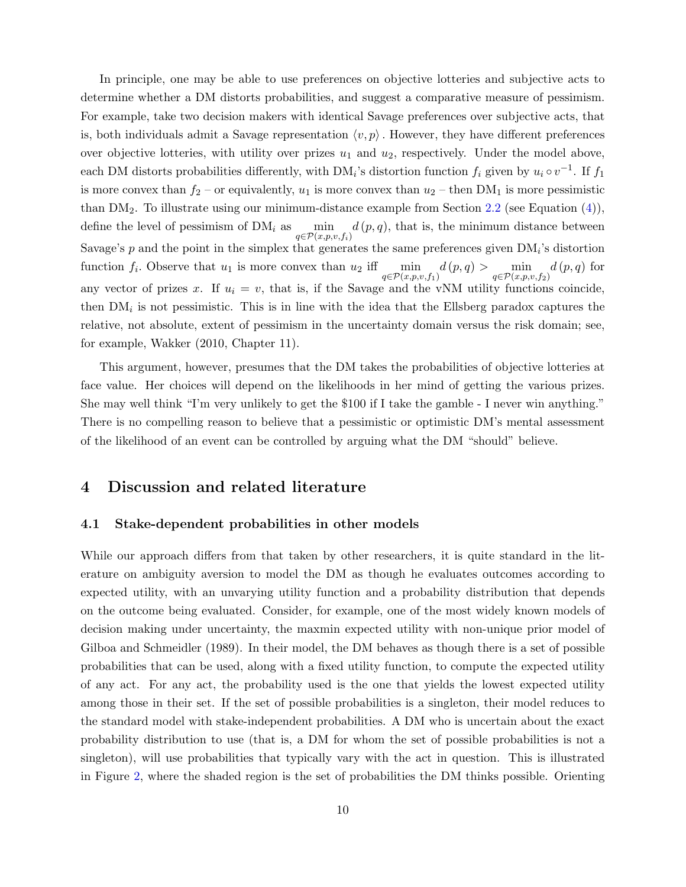In principle, one may be able to use preferences on objective lotteries and subjective acts to determine whether a DM distorts probabilities, and suggest a comparative measure of pessimism. For example, take two decision makers with identical Savage preferences over subjective acts, that is, both individuals admit a Savage representation $\langle v, p \rangle$. However, they have different preferences over objective lotteries, with utility over prizes $u_1$ and $u_2$, respectively. Under the model above, each DM distorts probabilities differently, with DM$_i$'s distortion function $f_i$ given by $u_i \circ v^{-1}$. If $f_1$ is more convex than $f_2$ – or equivalently, $u_1$ is more convex than $u_2$ – then DM$_1$ is more pessimistic than DM$_2$. To illustrate using our minimum-distance example from Section 2.2 (see Equation (4)), define the level of pessimism of DM$_i$ as $\min_{q \in \mathcal{P}(x,p,v,f_i)} d(p,q)$, that is, the minimum distance between Savage's $p$ and the point in the simplex that generates the same preferences given DM$_i$'s distortion function $f_i$. Observe that $u_1$ is more convex than $u_2$ iff $\min_{q \in \mathcal{P}(x,p,v,f_1)} d(p,q) > \min_{q \in \mathcal{P}(x,p,v,f_2)} d(p,q)$ for any vector of prizes $x$. If $u_i = v$, that is, if the Savage and the vNM utility functions coincide, then DM$_i$ is not pessimistic. This is in line with the idea that the Ellsberg paradox captures the relative, not absolute, extent of pessimism in the uncertainty domain versus the risk domain; see, for example, Wakker (2010, Chapter 11).

This argument, however, presumes that the DM takes the probabilities of objective lotteries at face value. Her choices will depend on the likelihoods in her mind of getting the various prizes. She may well think "I'm very unlikely to get the $100 if I take the gamble - I never win anything." There is no compelling reason to believe that a pessimistic or optimistic DM's mental assessment of the likelihood of an event can be controlled by arguing what the DM "should" believe.

# 4 Discussion and related literature

## 4.1 Stake-dependent probabilities in other models

While our approach differs from that taken by other researchers, it is quite standard in the literature on ambiguity aversion to model the DM as though he evaluates outcomes according to expected utility, with an unvarying utility function and a probability distribution that depends on the outcome being evaluated. Consider, for example, one of the most widely known models of decision making under uncertainty, the maxmin expected utility with non-unique prior model of Gilboa and Schmeidler (1989). In their model, the DM behaves as though there is a set of possible probabilities that can be used, along with a fixed utility function, to compute the expected utility of any act. For any act, the probability used is the one that yields the lowest expected utility among those in their set. If the set of possible probabilities is a singleton, their model reduces to the standard model with stake-independent probabilities. A DM who is uncertain about the exact probability distribution to use (that is, a DM for whom the set of possible probabilities is not a singleton), will use probabilities that typically vary with the act in question. This is illustrated in Figure 2, where the shaded region is the set of probabilities the DM thinks possible. Orienting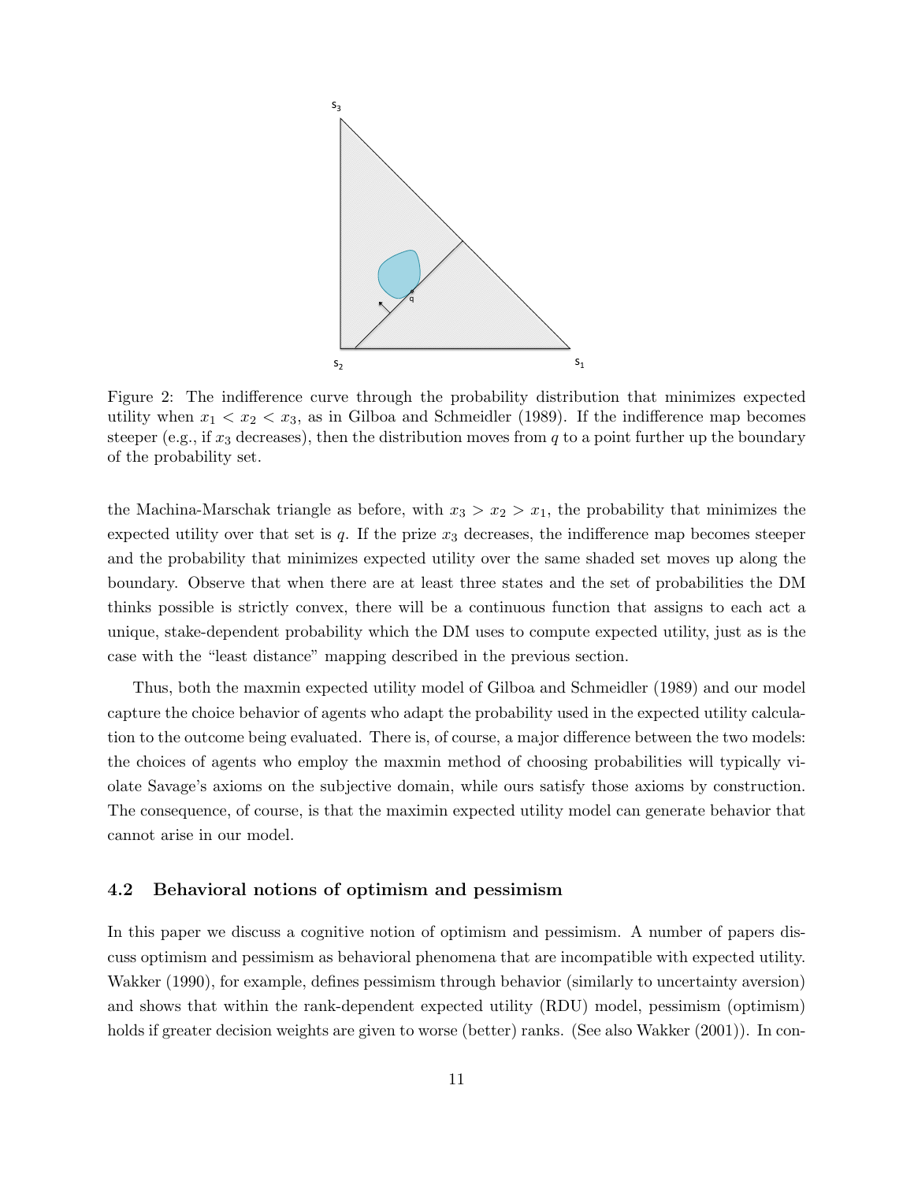Figure 2: The indifference curve through the probability distribution that minimizes expected utility when $x_1 < x_2 < x_3$, as in Gilboa and Schmeidler (1989). If the indifference map becomes steeper (e.g., if $x_3$ decreases), then the distribution moves from $q$ to a point further up the boundary of the probability set.

the Machina-Marschak triangle as before, with $x_3 > x_2 > x_1$, the probability that minimizes the expected utility over that set is $q$. If the prize $x_3$ decreases, the indifference map becomes steeper and the probability that minimizes expected utility over the same shaded set moves up along the boundary. Observe that when there are at least three states and the set of probabilities the DM thinks possible is strictly convex, there will be a continuous function that assigns to each act a unique, stake-dependent probability which the DM uses to compute expected utility, just as is the case with the "least distance" mapping described in the previous section.

Thus, both the maxmin expected utility model of Gilboa and Schmeidler (1989) and our model capture the choice behavior of agents who adapt the probability used in the expected utility calculation to the outcome being evaluated. There is, of course, a major difference between the two models: the choices of agents who employ the maxmin method of choosing probabilities will typically violate Savage's axioms on the subjective domain, while ours satisfy those axioms by construction. The consequence, of course, is that the maximin expected utility model can generate behavior that cannot arise in our model.

### 4.2 Behavioral notions of optimism and pessimism

In this paper we discuss a cognitive notion of optimism and pessimism. A number of papers discuss optimism and pessimism as behavioral phenomena that are incompatible with expected utility. Wakker (1990), for example, defines pessimism through behavior (similarly to uncertainty aversion) and shows that within the rank-dependent expected utility (RDU) model, pessimism (optimism) holds if greater decision weights are given to worse (better) ranks. (See also Wakker (2001)). In con-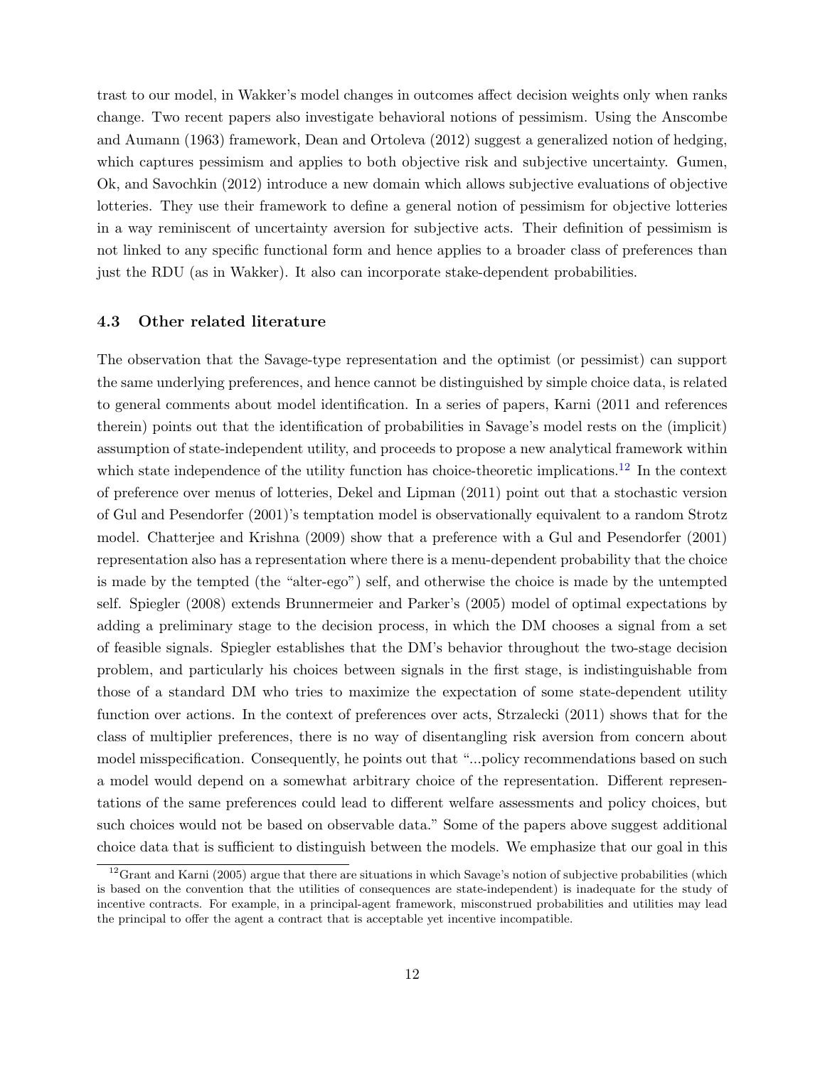trast to our model, in Wakker's model changes in outcomes affect decision weights only when ranks change. Two recent papers also investigate behavioral notions of pessimism. Using the Anscombe and Aumann (1963) framework, Dean and Ortoleva (2012) suggest a generalized notion of hedging, which captures pessimism and applies to both objective risk and subjective uncertainty. Gumen, Ok, and Savochkin (2012) introduce a new domain which allows subjective evaluations of objective lotteries. They use their framework to define a general notion of pessimism for objective lotteries in a way reminiscent of uncertainty aversion for subjective acts. Their definition of pessimism is not linked to any specific functional form and hence applies to a broader class of preferences than just the RDU (as in Wakker). It also can incorporate stake-dependent probabilities.

### 4.3 Other related literature

The observation that the Savage-type representation and the optimist (or pessimist) can support the same underlying preferences, and hence cannot be distinguished by simple choice data, is related to general comments about model identification. In a series of papers, Karni (2011 and references therein) points out that the identification of probabilities in Savage's model rests on the (implicit) assumption of state-independent utility, and proceeds to propose a new analytical framework within which state independence of the utility function has choice-theoretic implications.[12] In the context of preference over menus of lotteries, Dekel and Lipman (2011) point out that a stochastic version of Gul and Pesendorfer (2001)'s temptation model is observationally equivalent to a random Strotz model. Chatterjee and Krishna (2009) show that a preference with a Gul and Pesendorfer (2001) representation also has a representation where there is a menu-dependent probability that the choice is made by the tempted (the "alter-ego") self, and otherwise the choice is made by the untempted self. Spiegler (2008) extends Brunnermeier and Parker's (2005) model of optimal expectations by adding a preliminary stage to the decision process, in which the DM chooses a signal from a set of feasible signals. Spiegler establishes that the DM's behavior throughout the two-stage decision problem, and particularly his choices between signals in the first stage, is indistinguishable from those of a standard DM who tries to maximize the expectation of some state-dependent utility function over actions. In the context of preferences over acts, Strzalecki (2011) shows that for the class of multiplier preferences, there is no way of disentangling risk aversion from concern about model misspecification. Consequently, he points out that "...policy recommendations based on such a model would depend on a somewhat arbitrary choice of the representation. Different representations of the same preferences could lead to different welfare assessments and policy choices, but such choices would not be based on observable data." Some of the papers above suggest additional choice data that is sufficient to distinguish between the models. We emphasize that our goal in this

[12] Grant and Karni (2005) argue that there are situations in which Savage's notion of subjective probabilities (which is based on the convention that the utilities of consequences are state-independent) is inadequate for the study of incentive contracts. For example, in a principal-agent framework, misconstrued probabilities and utilities may lead the principal to offer the agent a contract that is acceptable yet incentive incompatible.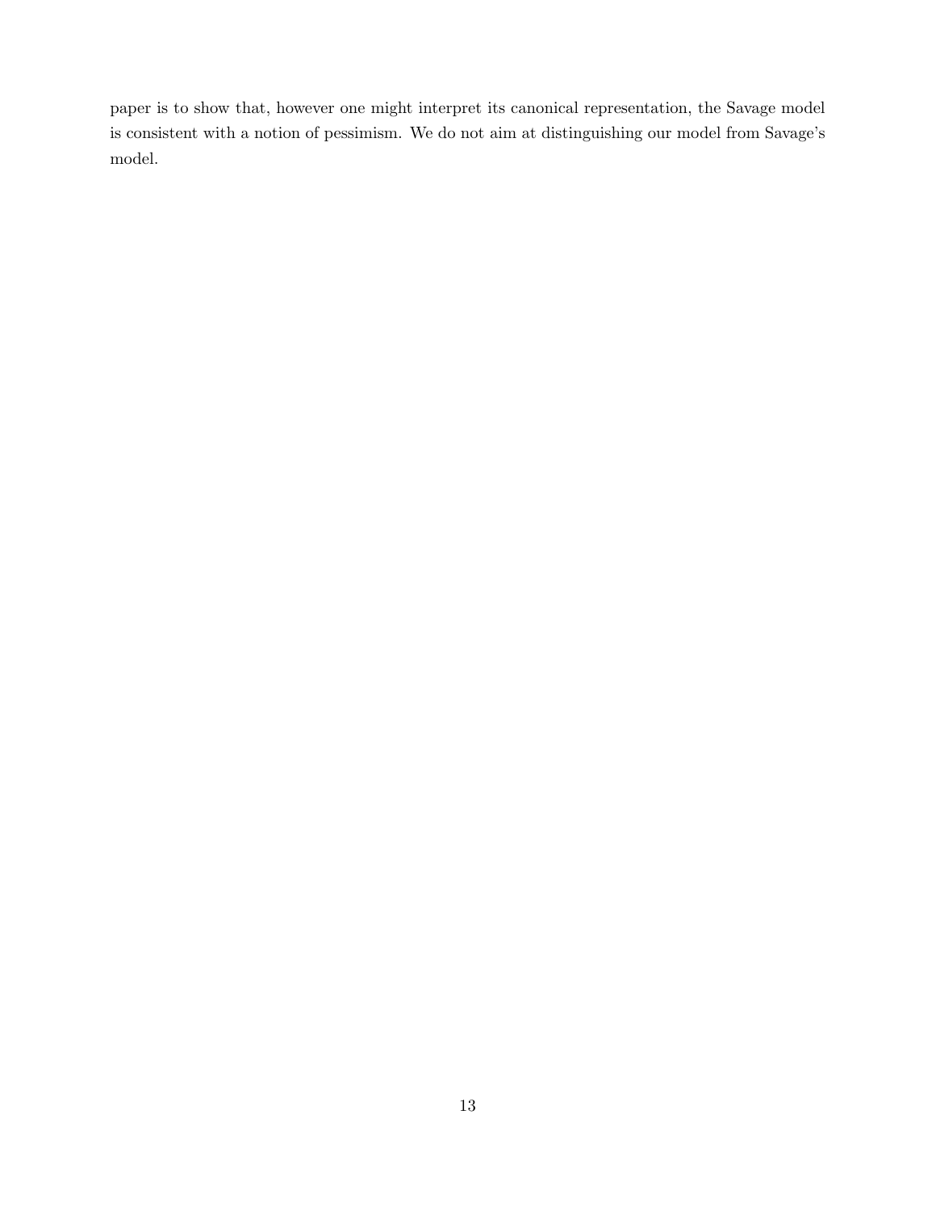paper is to show that, however one might interpret its canonical representation, the Savage model is consistent with a notion of pessimism. We do not aim at distinguishing our model from Savage's model.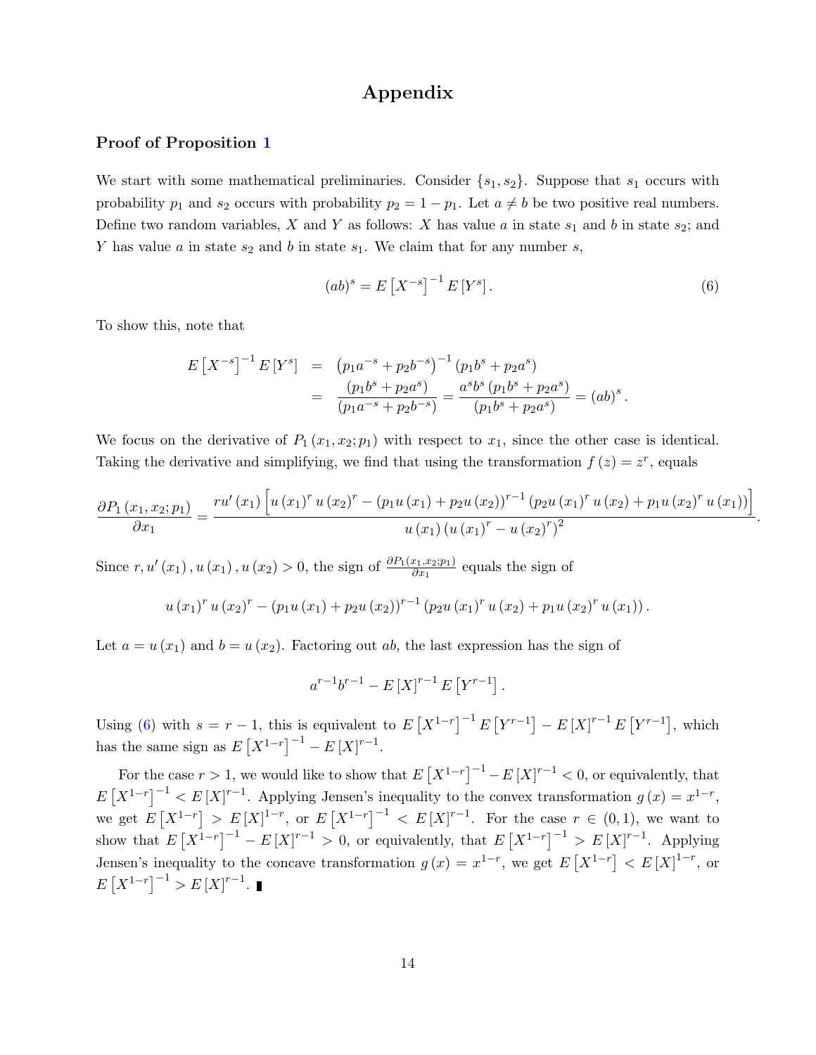# Appendix

### Proof of Proposition 1

We start with some mathematical preliminaries. Consider $\{s_1, s_2\}$. Suppose that $s_1$ occurs with probability $p_1$ and $s_2$ occurs with probability $p_2 = 1 - p_1$. Let $a \neq b$ be two positive real numbers. Define two random variables, $X$ and $Y$ as follows: $X$ has value $a$ in state $s_1$ and $b$ in state $s_2$; and $Y$ has value $a$ in state $s_2$ and $b$ in state $s_1$. We claim that for any number $s$,

$$(ab)^s = E\left[X^{-s}\right]^{-1} E\left[Y^s\right]. \tag{6}$$

To show this, note that

$$\begin{aligned}
E\left[X^{-s}\right]^{-1} E\left[Y^s\right] &= \left(p_1 a^{-s} + p_2 b^{-s}\right)^{-1} \left(p_1 b^s + p_2 a^s\right) \\
&= \frac{\left(p_1 b^s + p_2 a^s\right)}{\left(p_1 a^{-s} + p_2 b^{-s}\right)} = \frac{a^s b^s \left(p_1 b^s + p_2 a^s\right)}{\left(p_1 b^s + p_2 a^s\right)} = (ab)^s .
\end{aligned}$$

We focus on the derivative of $P_1(x_1, x_2; p_1)$ with respect to $x_1$, since the other case is identical. Taking the derivative and simplifying, we find that using the transformation $f(z) = z^r$, equals

$$\frac{\partial P_1(x_1, x_2; p_1)}{\partial x_1} = \frac{r u'(x_1)\left[u(x_1)^r u(x_2)^r - \left(p_1 u(x_1) + p_2 u(x_2)\right)^{r-1}\left(p_2 u(x_1)^r u(x_2) + p_1 u(x_2)^r u(x_1)\right)\right]}{u(x_1)\left(u(x_1)^r - u(x_2)^r\right)^2}.$$

Since $r, u'(x_1), u(x_1), u(x_2) > 0$, the sign of $\frac{\partial P_1(x_1,x_2;p_1)}{\partial x_1}$ equals the sign of

$$u(x_1)^r u(x_2)^r - \left(p_1 u(x_1) + p_2 u(x_2)\right)^{r-1}\left(p_2 u(x_1)^r u(x_2) + p_1 u(x_2)^r u(x_1)\right).$$

Let $a = u(x_1)$ and $b = u(x_2)$. Factoring out $ab$, the last expression has the sign of

$$a^{r-1} b^{r-1} - E[X]^{r-1} E\left[Y^{r-1}\right].$$

Using (6) with $s = r - 1$, this is equivalent to $E\left[X^{1-r}\right]^{-1} E\left[Y^{r-1}\right] - E[X]^{r-1} E\left[Y^{r-1}\right]$, which has the same sign as $E\left[X^{1-r}\right]^{-1} - E[X]^{r-1}$.

For the case $r > 1$, we would like to show that $E\left[X^{1-r}\right]^{-1} - E[X]^{r-1} < 0$, or equivalently, that $E\left[X^{1-r}\right]^{-1} < E[X]^{r-1}$. Applying Jensen's inequality to the convex transformation $g(x) = x^{1-r}$, we get $E\left[X^{1-r}\right] > E[X]^{1-r}$, or $E\left[X^{1-r}\right]^{-1} < E[X]^{r-1}$. For the case $r \in (0, 1)$, we want to show that $E\left[X^{1-r}\right]^{-1} - E[X]^{r-1} > 0$, or equivalently, that $E\left[X^{1-r}\right]^{-1} > E[X]^{r-1}$. Applying Jensen's inequality to the concave transformation $g(x) = x^{1-r}$, we get $E\left[X^{1-r}\right] < E[X]^{1-r}$, or $E\left[X^{1-r}\right]^{-1} > E[X]^{r-1}$. ∎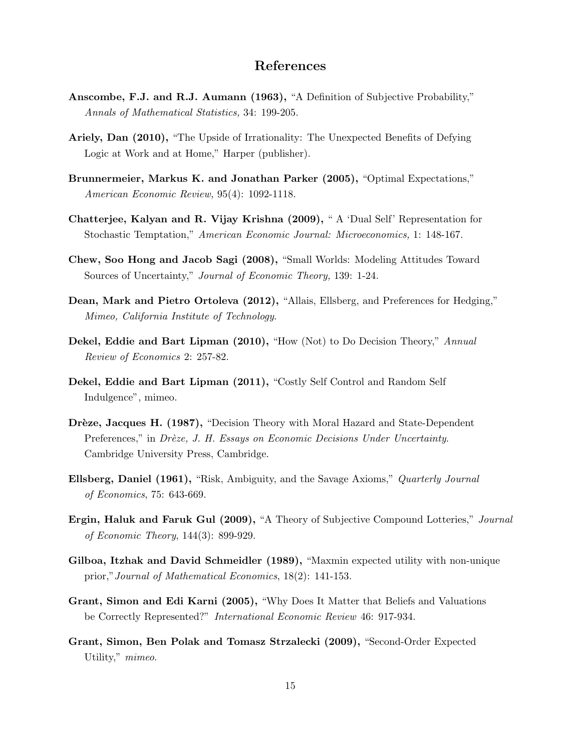## References

**Anscombe, F.J. and R.J. Aumann (1963),** "A Definition of Subjective Probability," *Annals of Mathematical Statistics,* 34: 199-205.

**Ariely, Dan (2010),** "The Upside of Irrationality: The Unexpected Benefits of Defying Logic at Work and at Home," Harper (publisher).

**Brunnermeier, Markus K. and Jonathan Parker (2005),** "Optimal Expectations," *American Economic Review,* 95(4): 1092-1118.

**Chatterjee, Kalyan and R. Vijay Krishna (2009),** " A 'Dual Self' Representation for Stochastic Temptation," *American Economic Journal: Microeconomics,* 1: 148-167.

**Chew, Soo Hong and Jacob Sagi (2008),** "Small Worlds: Modeling Attitudes Toward Sources of Uncertainty," *Journal of Economic Theory,* 139: 1-24.

**Dean, Mark and Pietro Ortoleva (2012),** "Allais, Ellsberg, and Preferences for Hedging," *Mimeo, California Institute of Technology.*

**Dekel, Eddie and Bart Lipman (2010),** "How (Not) to Do Decision Theory," *Annual Review of Economics* 2: 257-82.

**Dekel, Eddie and Bart Lipman (2011),** "Costly Self Control and Random Self Indulgence", mimeo.

**Drèze, Jacques H. (1987),** "Decision Theory with Moral Hazard and State-Dependent Preferences," in *Drèze, J. H. Essays on Economic Decisions Under Uncertainty.* Cambridge University Press, Cambridge.

**Ellsberg, Daniel (1961),** "Risk, Ambiguity, and the Savage Axioms," *Quarterly Journal of Economics*, 75: 643-669.

**Ergin, Haluk and Faruk Gul (2009),** "A Theory of Subjective Compound Lotteries," *Journal of Economic Theory*, 144(3): 899-929.

**Gilboa, Itzhak and David Schmeidler (1989),** "Maxmin expected utility with non-unique prior,"*Journal of Mathematical Economics*, 18(2): 141-153.

**Grant, Simon and Edi Karni (2005),** "Why Does It Matter that Beliefs and Valuations be Correctly Represented?" *International Economic Review* 46: 917-934.

**Grant, Simon, Ben Polak and Tomasz Strzalecki (2009),** "Second-Order Expected Utility," *mimeo.*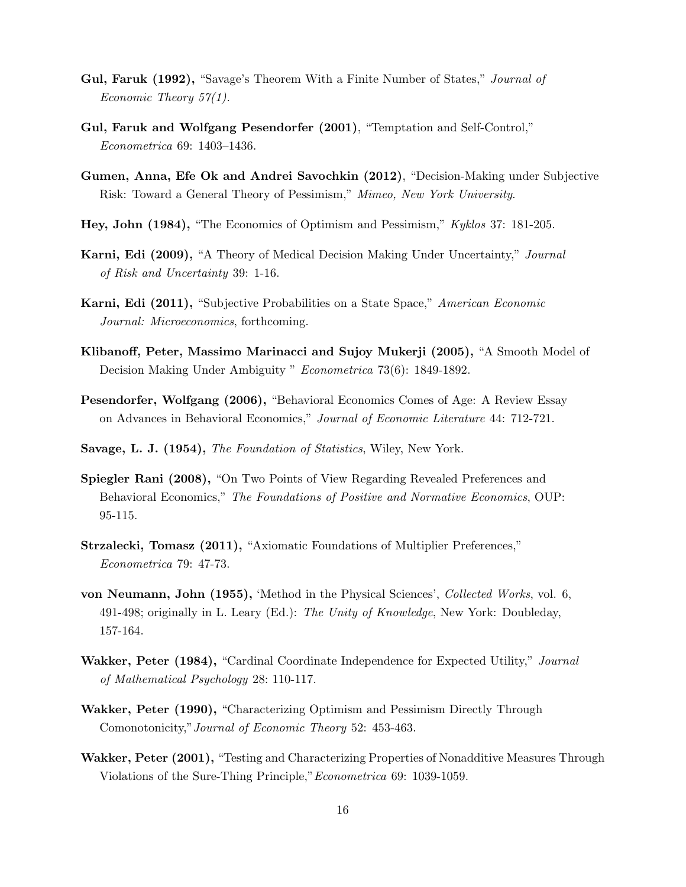**Gul, Faruk (1992),** "Savage's Theorem With a Finite Number of States," *Journal of Economic Theory 57(1).*

**Gul, Faruk and Wolfgang Pesendorfer (2001)**, "Temptation and Self-Control," *Econometrica* 69: 1403–1436.

**Gumen, Anna, Efe Ok and Andrei Savochkin (2012)**, "Decision-Making under Subjective Risk: Toward a General Theory of Pessimism," *Mimeo, New York University*.

**Hey, John (1984),** "The Economics of Optimism and Pessimism," *Kyklos* 37: 181-205.

**Karni, Edi (2009),** "A Theory of Medical Decision Making Under Uncertainty," *Journal of Risk and Uncertainty* 39: 1-16.

**Karni, Edi (2011),** "Subjective Probabilities on a State Space," *American Economic Journal: Microeconomics*, forthcoming.

**Klibanoff, Peter, Massimo Marinacci and Sujoy Mukerji (2005),** "A Smooth Model of Decision Making Under Ambiguity " *Econometrica* 73(6): 1849-1892.

**Pesendorfer, Wolfgang (2006),** "Behavioral Economics Comes of Age: A Review Essay on Advances in Behavioral Economics," *Journal of Economic Literature* 44: 712-721.

**Savage, L. J. (1954),** *The Foundation of Statistics*, Wiley, New York.

**Spiegler Rani (2008),** "On Two Points of View Regarding Revealed Preferences and Behavioral Economics," *The Foundations of Positive and Normative Economics*, OUP: 95-115.

**Strzalecki, Tomasz (2011),** "Axiomatic Foundations of Multiplier Preferences," *Econometrica* 79: 47-73.

**von Neumann, John (1955),** 'Method in the Physical Sciences', *Collected Works*, vol. 6, 491-498; originally in L. Leary (Ed.): *The Unity of Knowledge*, New York: Doubleday, 157-164.

**Wakker, Peter (1984),** "Cardinal Coordinate Independence for Expected Utility," *Journal of Mathematical Psychology* 28: 110-117.

**Wakker, Peter (1990),** "Characterizing Optimism and Pessimism Directly Through Comonotonicity,"*Journal of Economic Theory* 52: 453-463.

**Wakker, Peter (2001),** "Testing and Characterizing Properties of Nonadditive Measures Through Violations of the Sure-Thing Principle,"*Econometrica* 69: 1039-1059.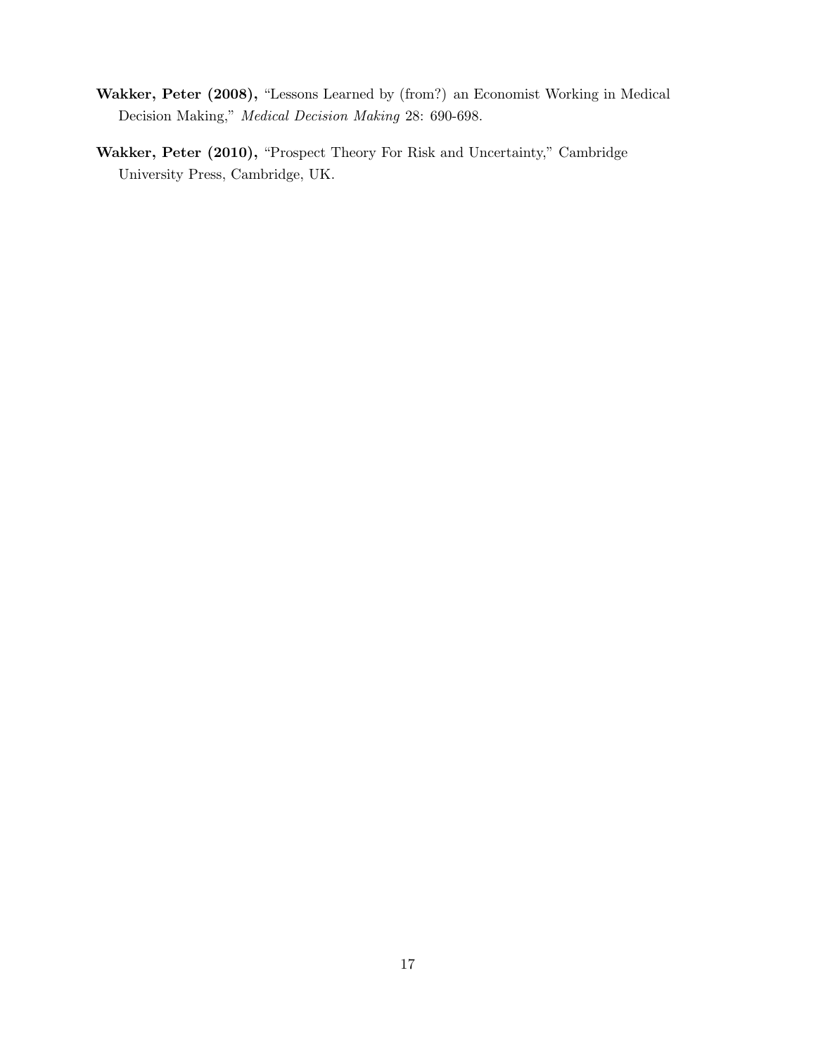**Wakker, Peter (2008),** "Lessons Learned by (from?) an Economist Working in Medical Decision Making," *Medical Decision Making* 28: 690-698.

**Wakker, Peter (2010),** "Prospect Theory For Risk and Uncertainty," Cambridge University Press, Cambridge, UK.